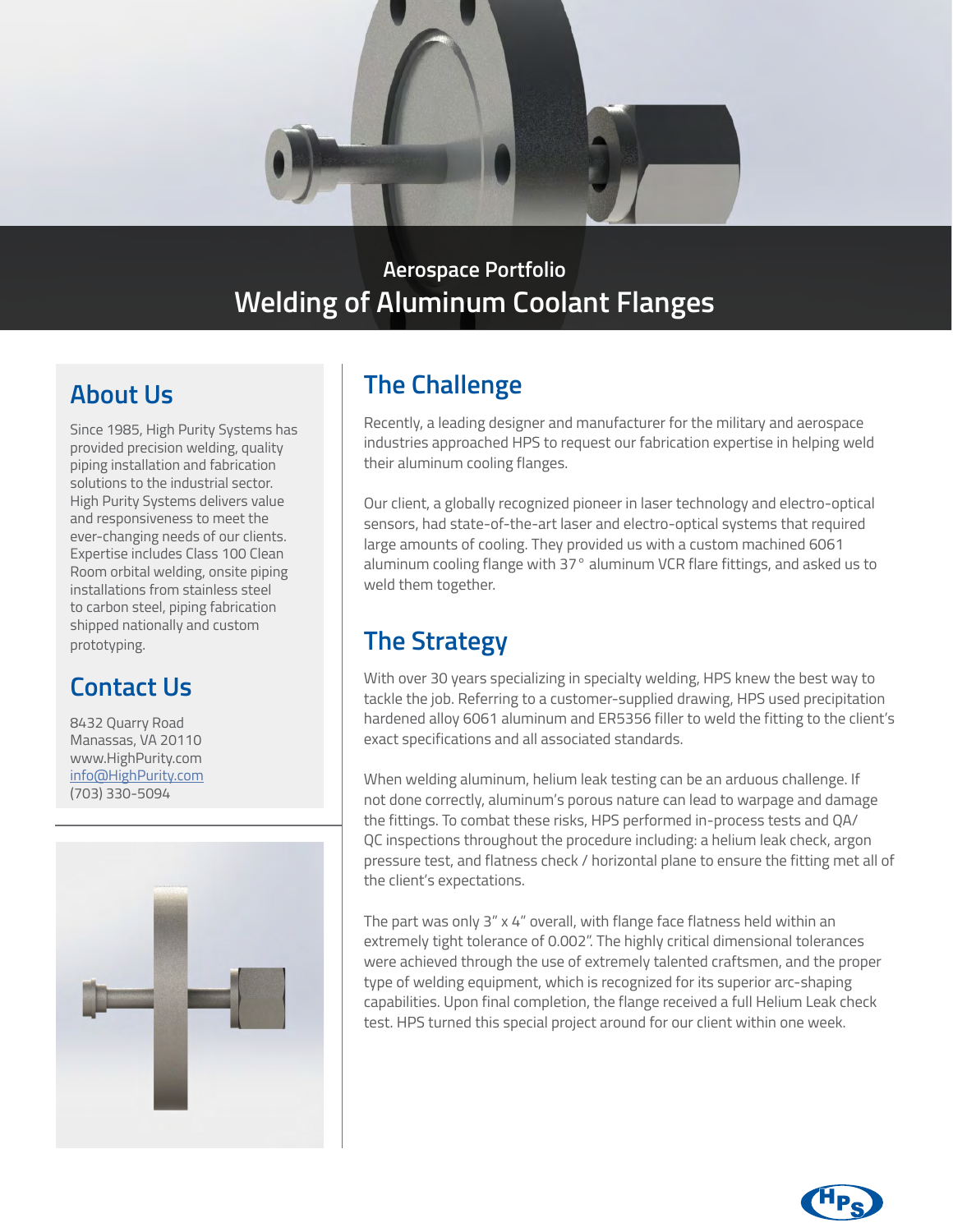Aerospace Portfolio

# Welding of Aluminum Coolant Flanges

## About Us

Since 1985, High Purity Systems has provided precision welding, quality piping installation and fabrication solutions to the industrial sector. High Purity Systems delivers value and responsiveness to meet the ever-changing needs of our clients. Expertise includes Class 100 Clean Room orbital welding, onsite piping installations from stainless steel to carbon steel, piping fabrication shipped nationally and custom prototyping.

## Contact Us

8432 Quarry Road
Manassas, VA 20110
www.HighPurity.com
info@HighPurity.com
(703) 330-5094

## The Challenge

Recently, a leading designer and manufacturer for the military and aerospace industries approached HPS to request our fabrication expertise in helping weld their aluminum cooling flanges.

Our client, a globally recognized pioneer in laser technology and electro-optical sensors, had state-of-the-art laser and electro-optical systems that required large amounts of cooling. They provided us with a custom machined 6061 aluminum cooling flange with 37° aluminum VCR flare fittings, and asked us to weld them together.

## The Strategy

With over 30 years specializing in specialty welding, HPS knew the best way to tackle the job. Referring to a customer-supplied drawing, HPS used precipitation hardened alloy 6061 aluminum and ER5356 filler to weld the fitting to the client's exact specifications and all associated standards.

When welding aluminum, helium leak testing can be an arduous challenge. If not done correctly, aluminum's porous nature can lead to warpage and damage the fittings. To combat these risks, HPS performed in-process tests and QA/QC inspections throughout the procedure including: a helium leak check, argon pressure test, and flatness check / horizontal plane to ensure the fitting met all of the client's expectations.

The part was only 3" x 4" overall, with flange face flatness held within an extremely tight tolerance of 0.002". The highly critical dimensional tolerances were achieved through the use of extremely talented craftsmen, and the proper type of welding equipment, which is recognized for its superior arc-shaping capabilities. Upon final completion, the flange received a full Helium Leak check test. HPS turned this special project around for our client within one week.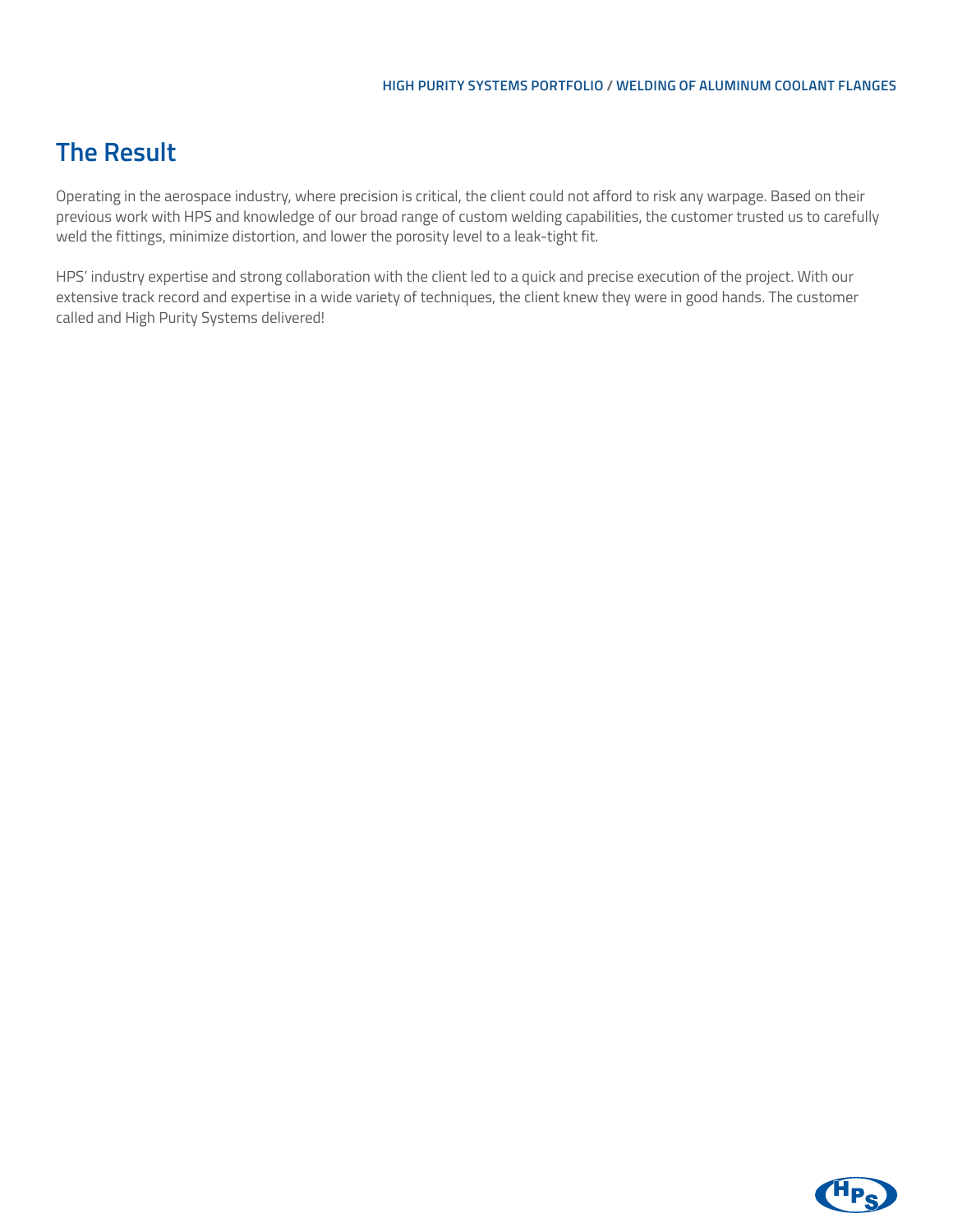## The Result

Operating in the aerospace industry, where precision is critical, the client could not afford to risk any warpage. Based on their previous work with HPS and knowledge of our broad range of custom welding capabilities, the customer trusted us to carefully weld the fittings, minimize distortion, and lower the porosity level to a leak-tight fit.

HPS' industry expertise and strong collaboration with the client led to a quick and precise execution of the project. With our extensive track record and expertise in a wide variety of techniques, the client knew they were in good hands. The customer called and High Purity Systems delivered!